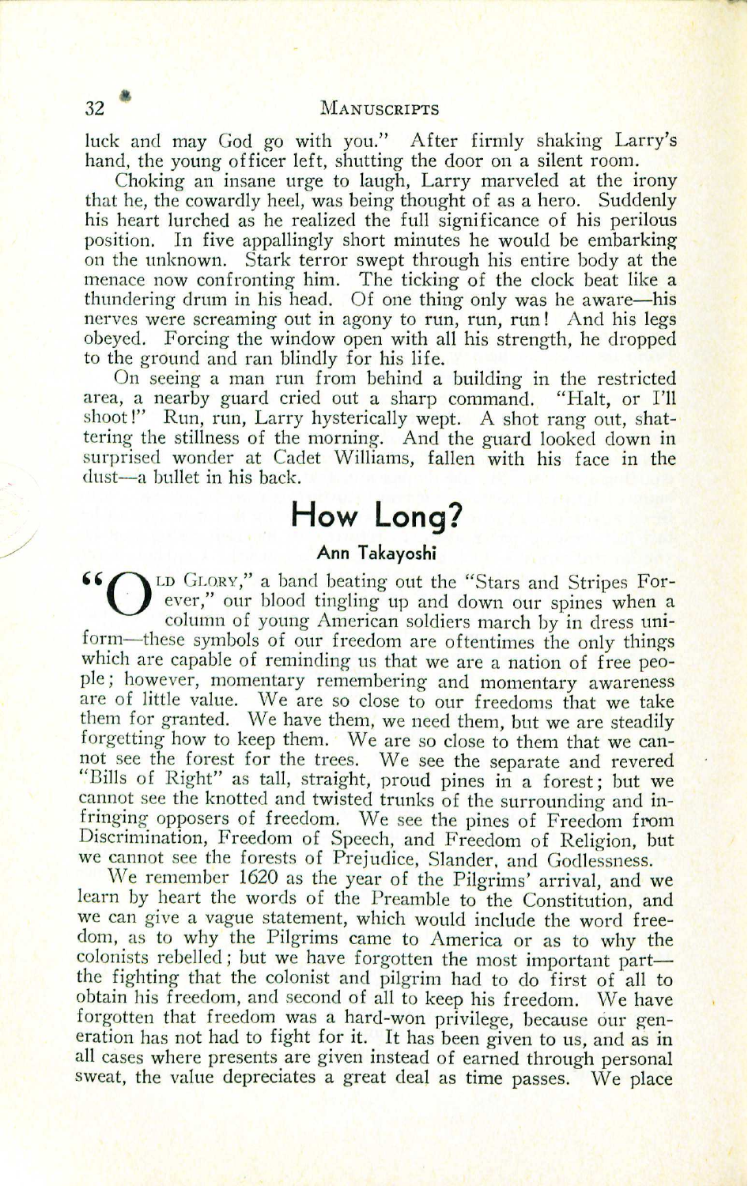luck and may God go with you." After firmly shaking Larry's hand, the young officer left, shutting the door on a silent room.

Choking an insane urge to laugh, Larry marveled at the irony that he, the cowardly heel, was being thought of as a hero. Suddenly his heart lurched as he realized the full significance of his perilous position. In five appallingly short minutes he would be embarking on the unknown. Stark terror swept through his entire body at the menace now confronting him. The ticking of the clock beat like a thundering drum in his head. Of one thing only was he aware—his nerves were screaming out in agony to run, run, run! And his legs obeyed. Forcing the window open with all his strength, he dropped to the ground and ran blindly for his life.

On seeing a man run from behind a building in the restricted area, a nearby guard cried out a sharp command. "Halt, or I'll shoot!" Run, run, Larry hysterically wept. A shot rang out, shattering the stillness of the morning. And the guard looked down in surprised wonder at Cadet Williams, fallen with his face in the dust—a bullet in his back.

## How Long?

**Ann Takayoshi**

"Old Glory," a band beating out the "Stars and Stripes Forever," our blood tingling up and down our spines when a column of young American soldiers march by in dress uniform—these symbols of our freedom are oftentimes the only things which are capable of reminding us that we are a nation of free people; however, momentary remembering and momentary awareness are of little value. We are so close to our freedoms that we take them for granted. We have them, we need them, but we are steadily forgetting how to keep them. We are so close to them that we cannot see the forest for the trees. We see the separate and revered "Bills of Right" as tall, straight, proud pines in a forest; but we cannot see the knotted and twisted trunks of the surrounding and infringing opposers of freedom. We see the pines of Freedom from Discrimination, Freedom of Speech, and Freedom of Religion, but we cannot see the forests of Prejudice, Slander, and Godlessness.

We remember 1620 as the year of the Pilgrims' arrival, and we learn by heart the words of the Preamble to the Constitution, and we can give a vague statement, which would include the word freedom, as to why the Pilgrims came to America or as to why the colonists rebelled; but we have forgotten the most important part—the fighting that the colonist and pilgrim had to do first of all to obtain his freedom, and second of all to keep his freedom. We have forgotten that freedom was a hard-won privilege, because our generation has not had to fight for it. It has been given to us, and as in all cases where presents are given instead of earned through personal sweat, the value depreciates a great deal as time passes. We place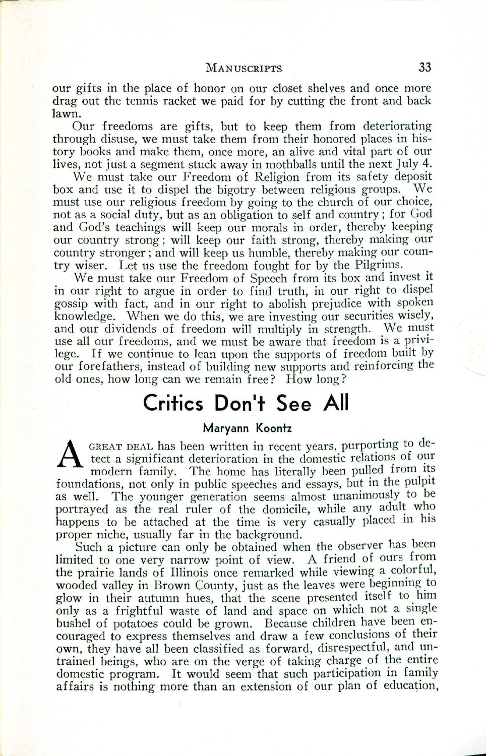our gifts in the place of honor on our closet shelves and once more drag out the tennis racket we paid for by cutting the front and back lawn.

Our freedoms are gifts, but to keep them from deteriorating through disuse, we must take them from their honored places in history books and make them, once more, an alive and vital part of our lives, not just a segment stuck away in mothballs until the next July 4.

We must take our Freedom of Religion from its safety deposit box and use it to dispel the bigotry between religious groups. We must use our religious freedom by going to the church of our choice, not as a social duty, but as an obligation to self and country; for God and God's teachings will keep our morals in order, thereby keeping our country strong; will keep our faith strong, thereby making our country stronger; and will keep us humble, thereby making our country wiser. Let us use the freedom fought for by the Pilgrims.

We must take our Freedom of Speech from its box and invest it in our right to argue in order to find truth, in our right to dispel gossip with fact, and in our right to abolish prejudice with spoken knowledge. When we do this, we are investing our securities wisely, and our dividends of freedom will multiply in strength. We must use all our freedoms, and we must be aware that freedom is a privilege. If we continue to lean upon the supports of freedom built by our forefathers, instead of building new supports and reinforcing the old ones, how long can we remain free? How long?

# Critics Don't See All

**Maryann Koontz**

A GREAT DEAL has been written in recent years, purporting to detect a significant deterioration in the domestic relations of our modern family. The home has literally been pulled from its foundations, not only in public speeches and essays, but in the pulpit as well. The younger generation seems almost unanimously to be portrayed as the real ruler of the domicile, while any adult who happens to be attached at the time is very casually placed in his proper niche, usually far in the background.

Such a picture can only be obtained when the observer has been limited to one very narrow point of view. A friend of ours from the prairie lands of Illinois once remarked while viewing a colorful, wooded valley in Brown County, just as the leaves were beginning to glow in their autumn hues, that the scene presented itself to him only as a frightful waste of land and space on which not a single bushel of potatoes could be grown. Because children have been encouraged to express themselves and draw a few conclusions of their own, they have all been classified as forward, disrespectful, and untrained beings, who are on the verge of taking charge of the entire domestic program. It would seem that such participation in family affairs is nothing more than an extension of our plan of education,